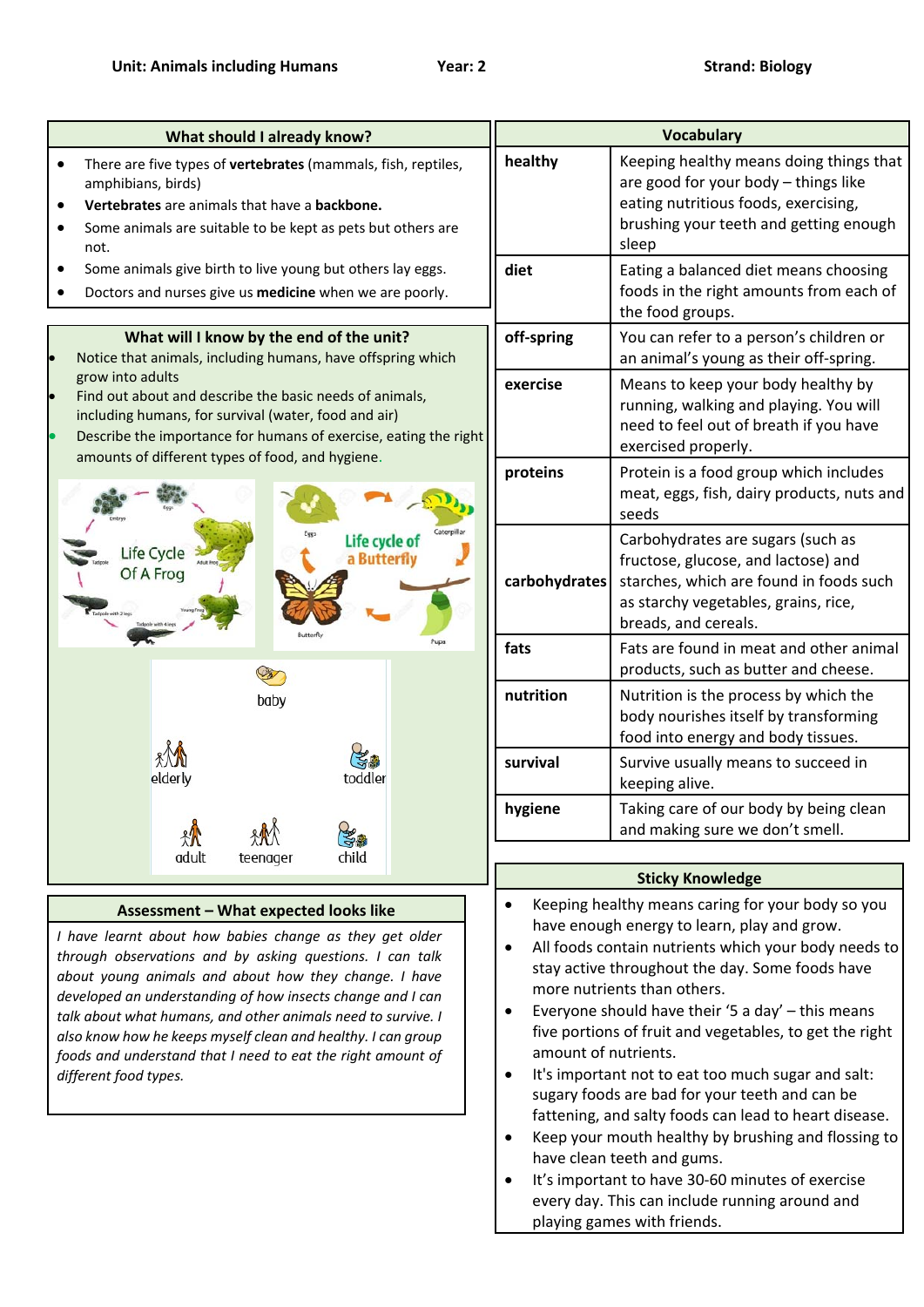**Unit: Animals including Humans** **Year: 2** **Strand: Biology**

## What should I already know?

- There are five types of **vertebrates** (mammals, fish, reptiles, amphibians, birds)
- **Vertebrates** are animals that have a **backbone.**
- Some animals are suitable to be kept as pets but others are not.
- Some animals give birth to live young but others lay eggs.
- Doctors and nurses give us **medicine** when we are poorly.

## What will I know by the end of the unit?

- Notice that animals, including humans, have offspring which grow into adults
- Find out about and describe the basic needs of animals, including humans, for survival (water, food and air)
- Describe the importance for humans of exercise, eating the right amounts of different types of food, and hygiene.

Life Cycle Of A Frog

Life cycle of a Butterfly

baby, toddler, child, teenager, adult, elderly

## Assessment – What expected looks like

*I have learnt about how babies change as they get older through observations and by asking questions. I can talk about young animals and about how they change. I have developed an understanding of how insects change and I can talk about what humans, and other animals need to survive. I also know how he keeps myself clean and healthy. I can group foods and understand that I need to eat the right amount of different food types.*

## Vocabulary

| Vocabulary | |
|---|---|
| **healthy** | Keeping healthy means doing things that are good for your body – things like eating nutritious foods, exercising, brushing your teeth and getting enough sleep |
| **diet** | Eating a balanced diet means choosing foods in the right amounts from each of the food groups. |
| **off-spring** | You can refer to a person's children or an animal's young as their off-spring. |
| **exercise** | Means to keep your body healthy by running, walking and playing. You will need to feel out of breath if you have exercised properly. |
| **proteins** | Protein is a food group which includes meat, eggs, fish, dairy products, nuts and seeds |
| **carbohydrates** | Carbohydrates are sugars (such as fructose, glucose, and lactose) and starches, which are found in foods such as starchy vegetables, grains, rice, breads, and cereals. |
| **fats** | Fats are found in meat and other animal products, such as butter and cheese. |
| **nutrition** | Nutrition is the process by which the body nourishes itself by transforming food into energy and body tissues. |
| **survival** | Survive usually means to succeed in keeping alive. |
| **hygiene** | Taking care of our body by being clean and making sure we don't smell. |

## Sticky Knowledge

- Keeping healthy means caring for your body so you have enough energy to learn, play and grow.
- All foods contain nutrients which your body needs to stay active throughout the day. Some foods have more nutrients than others.
- Everyone should have their '5 a day' – this means five portions of fruit and vegetables, to get the right amount of nutrients.
- It's important not to eat too much sugar and salt: sugary foods are bad for your teeth and can be fattening, and salty foods can lead to heart disease.
- Keep your mouth healthy by brushing and flossing to have clean teeth and gums.
- It's important to have 30-60 minutes of exercise every day. This can include running around and playing games with friends.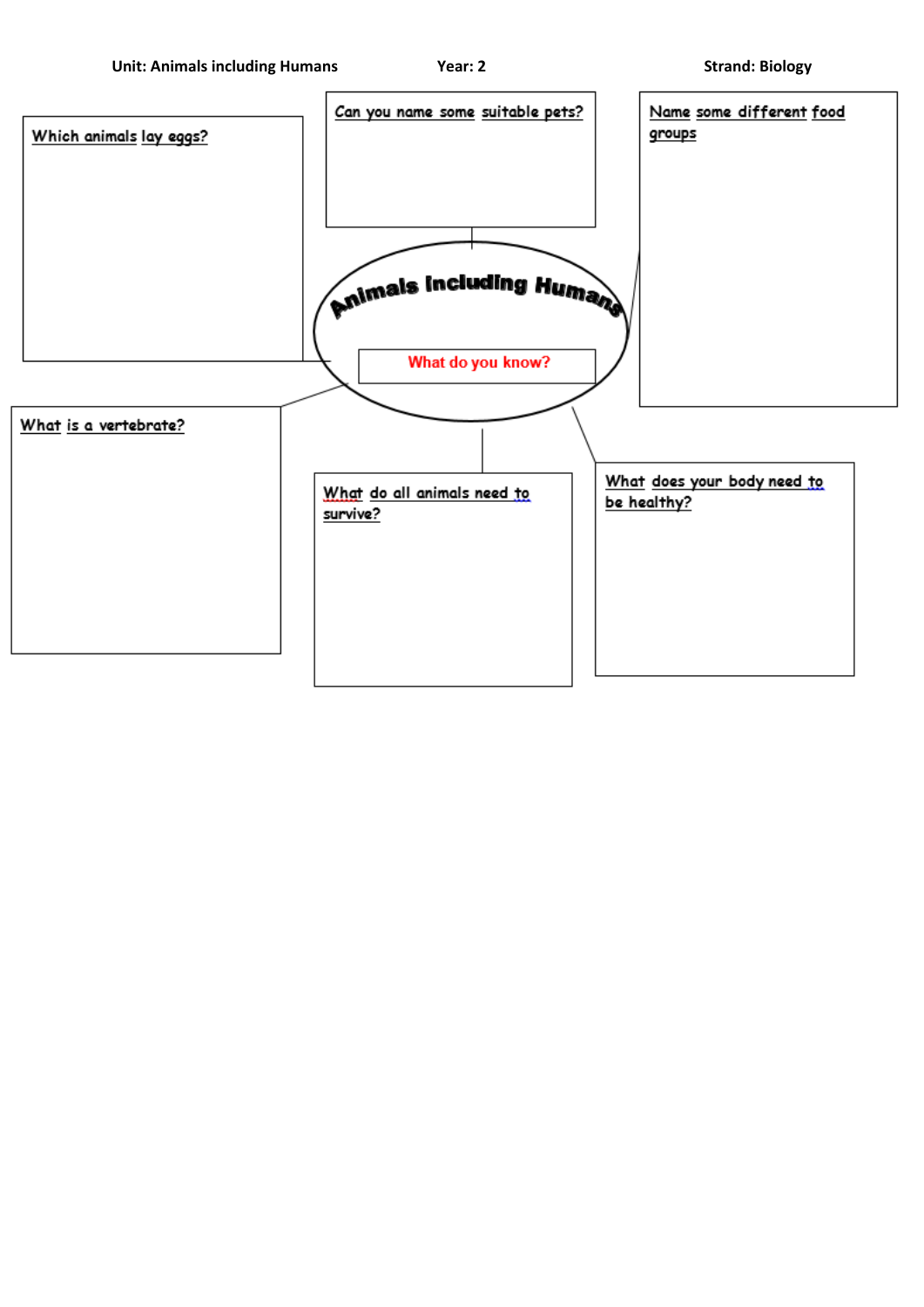Unit: Animals including Humans Year: 2 Strand: Biology

# Animals Including Humans

What do you know?

Which animals lay eggs?

Can you name some suitable pets?

Name some different food groups

What is a vertebrate?

What do all animals need to survive?

What does your body need to be healthy?